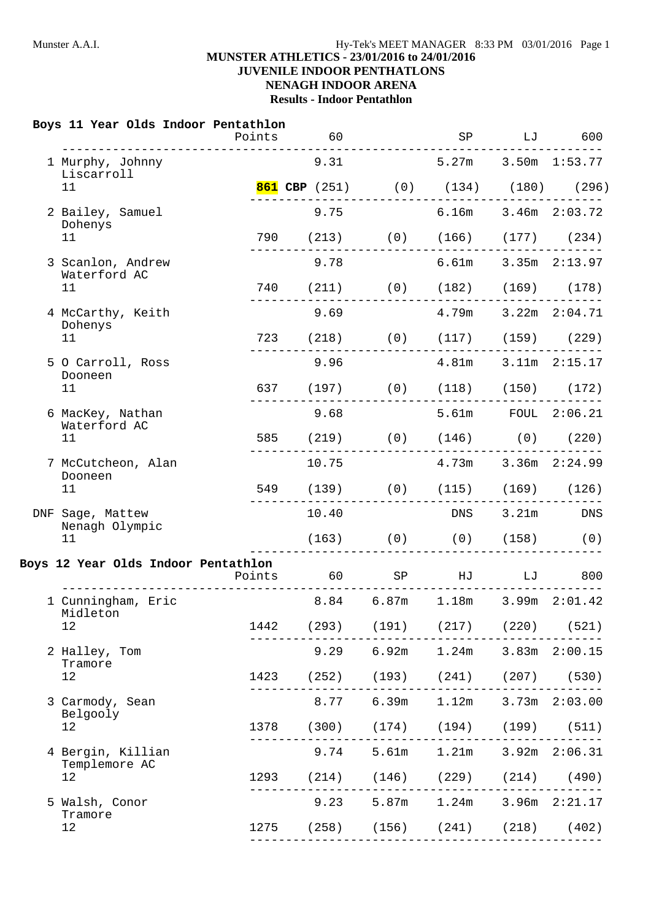**MUNSTER ATHLETICS - 23/01/2016 to 24/01/2016**
**JUVENILE INDOOR PENTHATLONS**
**NENAGH INDOOR ARENA**
**Results - Indoor Pentathlon**

### Boys 11 Year Olds Indoor Pentathlon

| Place | Name / Club / Age | Points | 60 | | SP | LJ | 600 |
|---|---|---|---|---|---|---|---|
| 1 | Murphy, Johnny, Liscarroll, 11 | | 9.31 | | 5.27m | 3.50m | 1:53.77 |
| | | **861 CBP** | (251) | (0) | (134) | (180) | (296) |
| 2 | Bailey, Samuel, Dohenys, 11 | | 9.75 | | 6.16m | 3.46m | 2:03.72 |
| | | 790 | (213) | (0) | (166) | (177) | (234) |
| 3 | Scanlon, Andrew, Waterford AC, 11 | | 9.78 | | 6.61m | 3.35m | 2:13.97 |
| | | 740 | (211) | (0) | (182) | (169) | (178) |
| 4 | McCarthy, Keith, Dohenys, 11 | | 9.69 | | 4.79m | 3.22m | 2:04.71 |
| | | 723 | (218) | (0) | (117) | (159) | (229) |
| 5 | O Carroll, Ross, Dooneen, 11 | | 9.96 | | 4.81m | 3.11m | 2:15.17 |
| | | 637 | (197) | (0) | (118) | (150) | (172) |
| 6 | MacKey, Nathan, Waterford AC, 11 | | 9.68 | | 5.61m | FOUL | 2:06.21 |
| | | 585 | (219) | (0) | (146) | (0) | (220) |
| 7 | McCutcheon, Alan, Dooneen, 11 | | 10.75 | | 4.73m | 3.36m | 2:24.99 |
| | | 549 | (139) | (0) | (115) | (169) | (126) |
| DNF | Sage, Mattew, Nenagh Olympic, 11 | | 10.40 | | DNS | 3.21m | DNS |
| | | | (163) | (0) | (0) | (158) | (0) |

### Boys 12 Year Olds Indoor Pentathlon

| Place | Name / Club / Age | Points | 60 | SP | HJ | LJ | 800 |
|---|---|---|---|---|---|---|---|
| 1 | Cunningham, Eric, Midleton, 12 | | 8.84 | 6.87m | 1.18m | 3.99m | 2:01.42 |
| | | 1442 | (293) | (191) | (217) | (220) | (521) |
| 2 | Halley, Tom, Tramore, 12 | | 9.29 | 6.92m | 1.24m | 3.83m | 2:00.15 |
| | | 1423 | (252) | (193) | (241) | (207) | (530) |
| 3 | Carmody, Sean, Belgooly, 12 | | 8.77 | 6.39m | 1.12m | 3.73m | 2:03.00 |
| | | 1378 | (300) | (174) | (194) | (199) | (511) |
| 4 | Bergin, Killian, Templemore AC, 12 | | 9.74 | 5.61m | 1.21m | 3.92m | 2:06.31 |
| | | 1293 | (214) | (146) | (229) | (214) | (490) |
| 5 | Walsh, Conor, Tramore, 12 | | 9.23 | 5.87m | 1.24m | 3.96m | 2:21.17 |
| | | 1275 | (258) | (156) | (241) | (218) | (402) |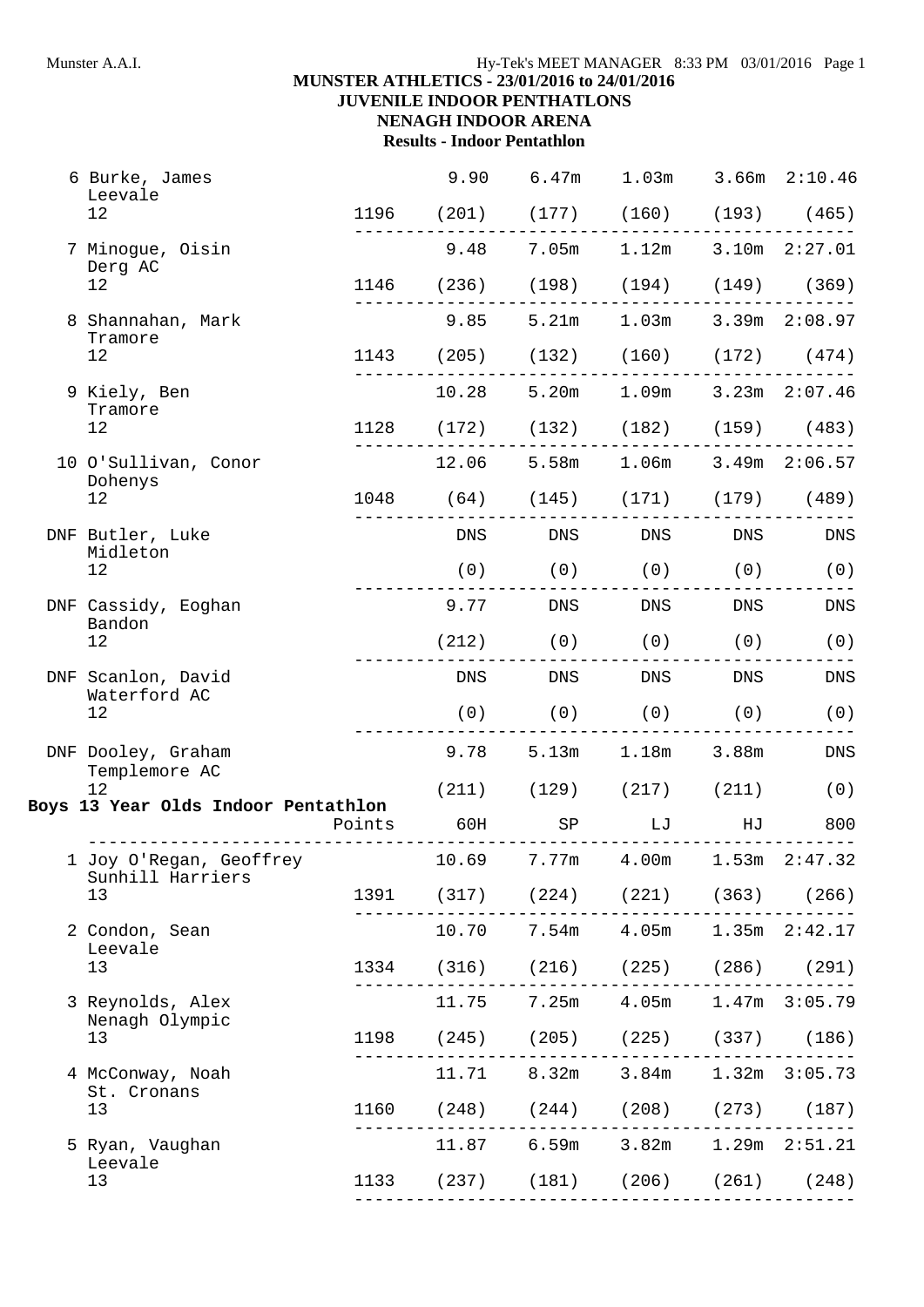# MUNSTER ATHLETICS - 23/01/2016 to 24/01/2016
## JUVENILE INDOOR PENTATHLONS
## NENAGH INDOOR ARENA
### Results - Indoor Pentathlon

| Place | Name / Club / Age | Points | 60H | SP | LJ | HJ | 800 |
|---|---|---|---|---|---|---|---|
| 6 | Burke, James | | 9.90 | 6.47m | 1.03m | 3.66m | 2:10.46 |
| | Leevale 12 | 1196 | (201) | (177) | (160) | (193) | (465) |
| 7 | Minogue, Oisin | | 9.48 | 7.05m | 1.12m | 3.10m | 2:27.01 |
| | Derg AC 12 | 1146 | (236) | (198) | (194) | (149) | (369) |
| 8 | Shannahan, Mark | | 9.85 | 5.21m | 1.03m | 3.39m | 2:08.97 |
| | Tramore 12 | 1143 | (205) | (132) | (160) | (172) | (474) |
| 9 | Kiely, Ben | | 10.28 | 5.20m | 1.09m | 3.23m | 2:07.46 |
| | Tramore 12 | 1128 | (172) | (132) | (182) | (159) | (483) |
| 10 | O'Sullivan, Conor | | 12.06 | 5.58m | 1.06m | 3.49m | 2:06.57 |
| | Dohenys 12 | 1048 | (64) | (145) | (171) | (179) | (489) |
| DNF | Butler, Luke | | DNS | DNS | DNS | DNS | DNS |
| | Midleton 12 | | (0) | (0) | (0) | (0) | (0) |
| DNF | Cassidy, Eoghan | | 9.77 | DNS | DNS | DNS | DNS |
| | Bandon 12 | | (212) | (0) | (0) | (0) | (0) |
| DNF | Scanlon, David | | DNS | DNS | DNS | DNS | DNS |
| | Waterford AC 12 | | (0) | (0) | (0) | (0) | (0) |
| DNF | Dooley, Graham | | 9.78 | 5.13m | 1.18m | 3.88m | DNS |
| | Templemore AC 12 | | (211) | (129) | (217) | (211) | (0) |

## Boys 13 Year Olds Indoor Pentathlon

| Place | Name / Club / Age | Points | 60H | SP | LJ | HJ | 800 |
|---|---|---|---|---|---|---|---|
| 1 | Joy O'Regan, Geoffrey | | 10.69 | 7.77m | 4.00m | 1.53m | 2:47.32 |
| | Sunhill Harriers 13 | 1391 | (317) | (224) | (221) | (363) | (266) |
| 2 | Condon, Sean | | 10.70 | 7.54m | 4.05m | 1.35m | 2:42.17 |
| | Leevale 13 | 1334 | (316) | (216) | (225) | (286) | (291) |
| 3 | Reynolds, Alex | | 11.75 | 7.25m | 4.05m | 1.47m | 3:05.79 |
| | Nenagh Olympic 13 | 1198 | (245) | (205) | (225) | (337) | (186) |
| 4 | McConway, Noah | | 11.71 | 8.32m | 3.84m | 1.32m | 3:05.73 |
| | St. Cronans 13 | 1160 | (248) | (244) | (208) | (273) | (187) |
| 5 | Ryan, Vaughan | | 11.87 | 6.59m | 3.82m | 1.29m | 2:51.21 |
| | Leevale 13 | 1133 | (237) | (181) | (206) | (261) | (248) |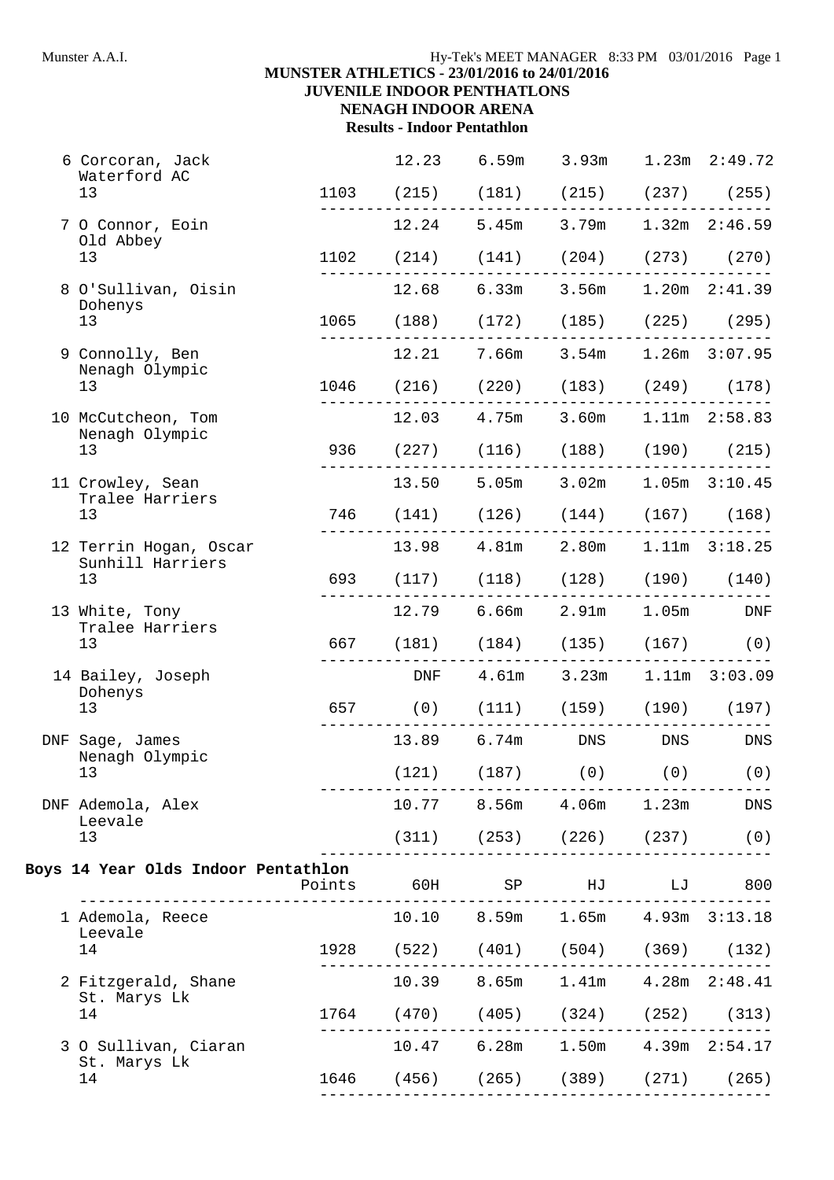# MUNSTER ATHLETICS - 23/01/2016 to 24/01/2016
## JUVENILE INDOOR PENTATHLONS
## NENAGH INDOOR ARENA
### Results - Indoor Pentathlon

| Place | Name / Club / Age | Points | 60H | SP | HJ | LJ | 800 |
|---|---|---|---|---|---|---|---|
| 6 | Corcoran, Jack<br>Waterford AC<br>13 | 1103 | 12.23<br>(215) | 6.59m<br>(181) | 3.93m<br>(215) | 1.23m<br>(237) | 2:49.72<br>(255) |
| 7 | O Connor, Eoin<br>Old Abbey<br>13 | 1102 | 12.24<br>(214) | 5.45m<br>(141) | 3.79m<br>(204) | 1.32m<br>(273) | 2:46.59<br>(270) |
| 8 | O'Sullivan, Oisin<br>Dohenys<br>13 | 1065 | 12.68<br>(188) | 6.33m<br>(172) | 3.56m<br>(185) | 1.20m<br>(225) | 2:41.39<br>(295) |
| 9 | Connolly, Ben<br>Nenagh Olympic<br>13 | 1046 | 12.21<br>(216) | 7.66m<br>(220) | 3.54m<br>(183) | 1.26m<br>(249) | 3:07.95<br>(178) |
| 10 | McCutcheon, Tom<br>Nenagh Olympic<br>13 | 936 | 12.03<br>(227) | 4.75m<br>(116) | 3.60m<br>(188) | 1.11m<br>(190) | 2:58.83<br>(215) |
| 11 | Crowley, Sean<br>Tralee Harriers<br>13 | 746 | 13.50<br>(141) | 5.05m<br>(126) | 3.02m<br>(144) | 1.05m<br>(167) | 3:10.45<br>(168) |
| 12 | Terrin Hogan, Oscar<br>Sunhill Harriers<br>13 | 693 | 13.98<br>(117) | 4.81m<br>(118) | 2.80m<br>(128) | 1.11m<br>(190) | 3:18.25<br>(140) |
| 13 | White, Tony<br>Tralee Harriers<br>13 | 667 | 12.79<br>(181) | 6.66m<br>(184) | 2.91m<br>(135) | 1.05m<br>(167) | DNF<br>(0) |
| 14 | Bailey, Joseph<br>Dohenys<br>13 | 657 | DNF<br>(0) | 4.61m<br>(111) | 3.23m<br>(159) | 1.11m<br>(190) | 3:03.09<br>(197) |
| DNF | Sage, James<br>Nenagh Olympic<br>13 | | 13.89<br>(121) | 6.74m<br>(187) | DNS<br>(0) | DNS<br>(0) | DNS<br>(0) |
| DNF | Ademola, Alex<br>Leevale<br>13 | | 10.77<br>(311) | 8.56m<br>(253) | 4.06m<br>(226) | 1.23m<br>(237) | DNS<br>(0) |

## Boys 14 Year Olds Indoor Pentathlon

| Place | Name / Club / Age | Points | 60H | SP | HJ | LJ | 800 |
|---|---|---|---|---|---|---|---|
| 1 | Ademola, Reece<br>Leevale<br>14 | 1928 | 10.10<br>(522) | 8.59m<br>(401) | 1.65m<br>(504) | 4.93m<br>(369) | 3:13.18<br>(132) |
| 2 | Fitzgerald, Shane<br>St. Marys Lk<br>14 | 1764 | 10.39<br>(470) | 8.65m<br>(405) | 1.41m<br>(324) | 4.28m<br>(252) | 2:48.41<br>(313) |
| 3 | O Sullivan, Ciaran<br>St. Marys Lk<br>14 | 1646 | 10.47<br>(456) | 6.28m<br>(265) | 1.50m<br>(389) | 4.39m<br>(271) | 2:54.17<br>(265) |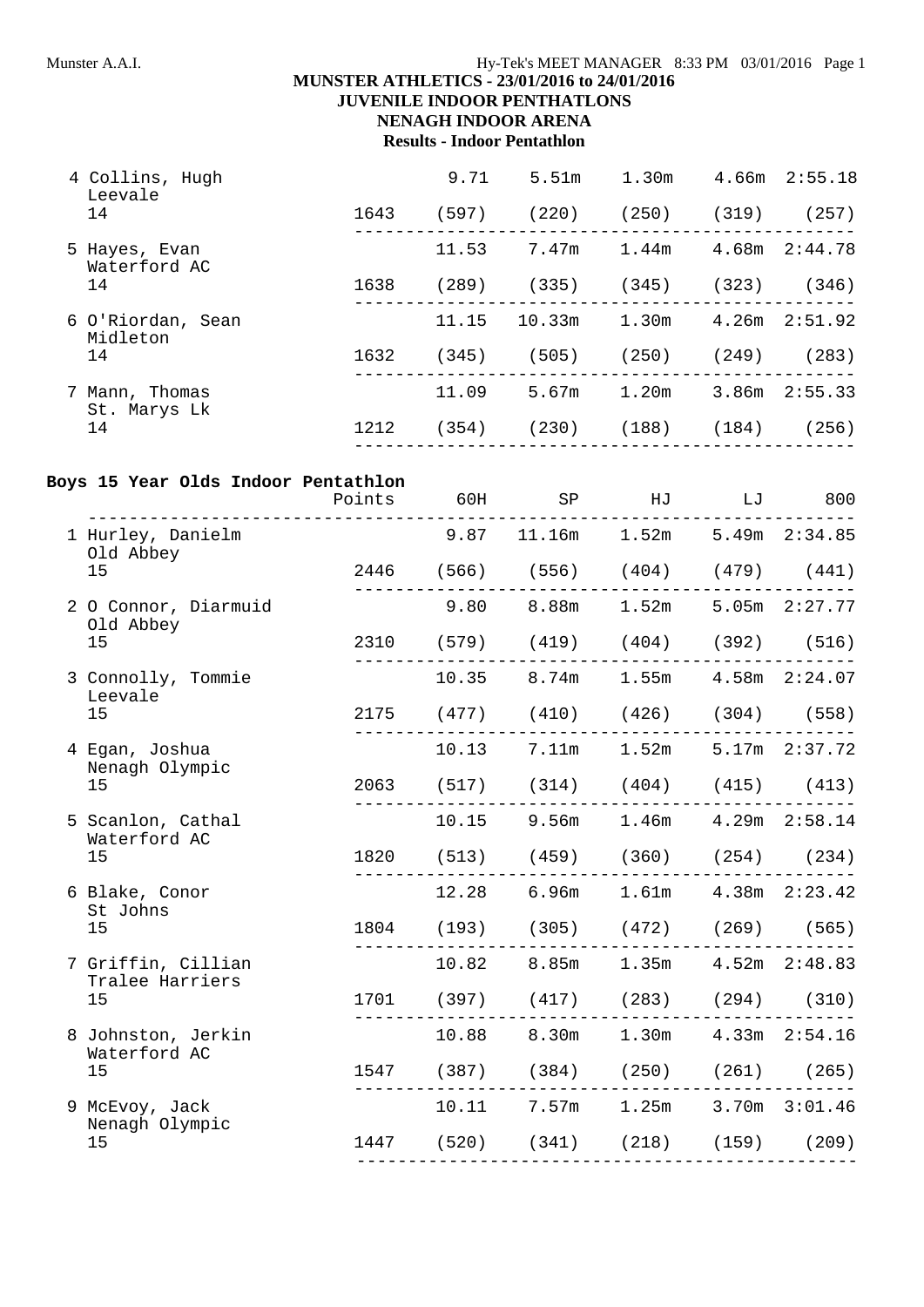**MUNSTER ATHLETICS - 23/01/2016 to 24/01/2016**
**JUVENILE INDOOR PENTATHLONS**
**NENAGH INDOOR ARENA**
**Results - Indoor Pentathlon**

| Place | Name / Club / Age | Points | 60H | SP | HJ | LJ | 800 |
|---|---|---|---|---|---|---|---|
| 4 | Collins, Hugh<br>Leevale<br>14 | 1643 | 9.71 (597) | 5.51m (220) | 1.30m (250) | 4.66m (319) | 2:55.18 (257) |
| 5 | Hayes, Evan<br>Waterford AC<br>14 | 1638 | 11.53 (289) | 7.47m (335) | 1.44m (345) | 4.68m (323) | 2:44.78 (346) |
| 6 | O'Riordan, Sean<br>Midleton<br>14 | 1632 | 11.15 (345) | 10.33m (505) | 1.30m (250) | 4.26m (249) | 2:51.92 (283) |
| 7 | Mann, Thomas<br>St. Marys Lk<br>14 | 1212 | 11.09 (354) | 5.67m (230) | 1.20m (188) | 3.86m (184) | 2:55.33 (256) |

## Boys 15 Year Olds Indoor Pentathlon

| Place | Name / Club / Age | Points | 60H | SP | HJ | LJ | 800 |
|---|---|---|---|---|---|---|---|
| 1 | Hurley, Danielm<br>Old Abbey<br>15 | 2446 | 9.87 (566) | 11.16m (556) | 1.52m (404) | 5.49m (479) | 2:34.85 (441) |
| 2 | O Connor, Diarmuid<br>Old Abbey<br>15 | 2310 | 9.80 (579) | 8.88m (419) | 1.52m (404) | 5.05m (392) | 2:27.77 (516) |
| 3 | Connolly, Tommie<br>Leevale<br>15 | 2175 | 10.35 (477) | 8.74m (410) | 1.55m (426) | 4.58m (304) | 2:24.07 (558) |
| 4 | Egan, Joshua<br>Nenagh Olympic<br>15 | 2063 | 10.13 (517) | 7.11m (314) | 1.52m (404) | 5.17m (415) | 2:37.72 (413) |
| 5 | Scanlon, Cathal<br>Waterford AC<br>15 | 1820 | 10.15 (513) | 9.56m (459) | 1.46m (360) | 4.29m (254) | 2:58.14 (234) |
| 6 | Blake, Conor<br>St Johns<br>15 | 1804 | 12.28 (193) | 6.96m (305) | 1.61m (472) | 4.38m (269) | 2:23.42 (565) |
| 7 | Griffin, Cillian<br>Tralee Harriers<br>15 | 1701 | 10.82 (397) | 8.85m (417) | 1.35m (283) | 4.52m (294) | 2:48.83 (310) |
| 8 | Johnston, Jerkin<br>Waterford AC<br>15 | 1547 | 10.88 (387) | 8.30m (384) | 1.30m (250) | 4.33m (261) | 2:54.16 (265) |
| 9 | McEvoy, Jack<br>Nenagh Olympic<br>15 | 1447 | 10.11 (520) | 7.57m (341) | 1.25m (218) | 3.70m (159) | 3:01.46 (209) |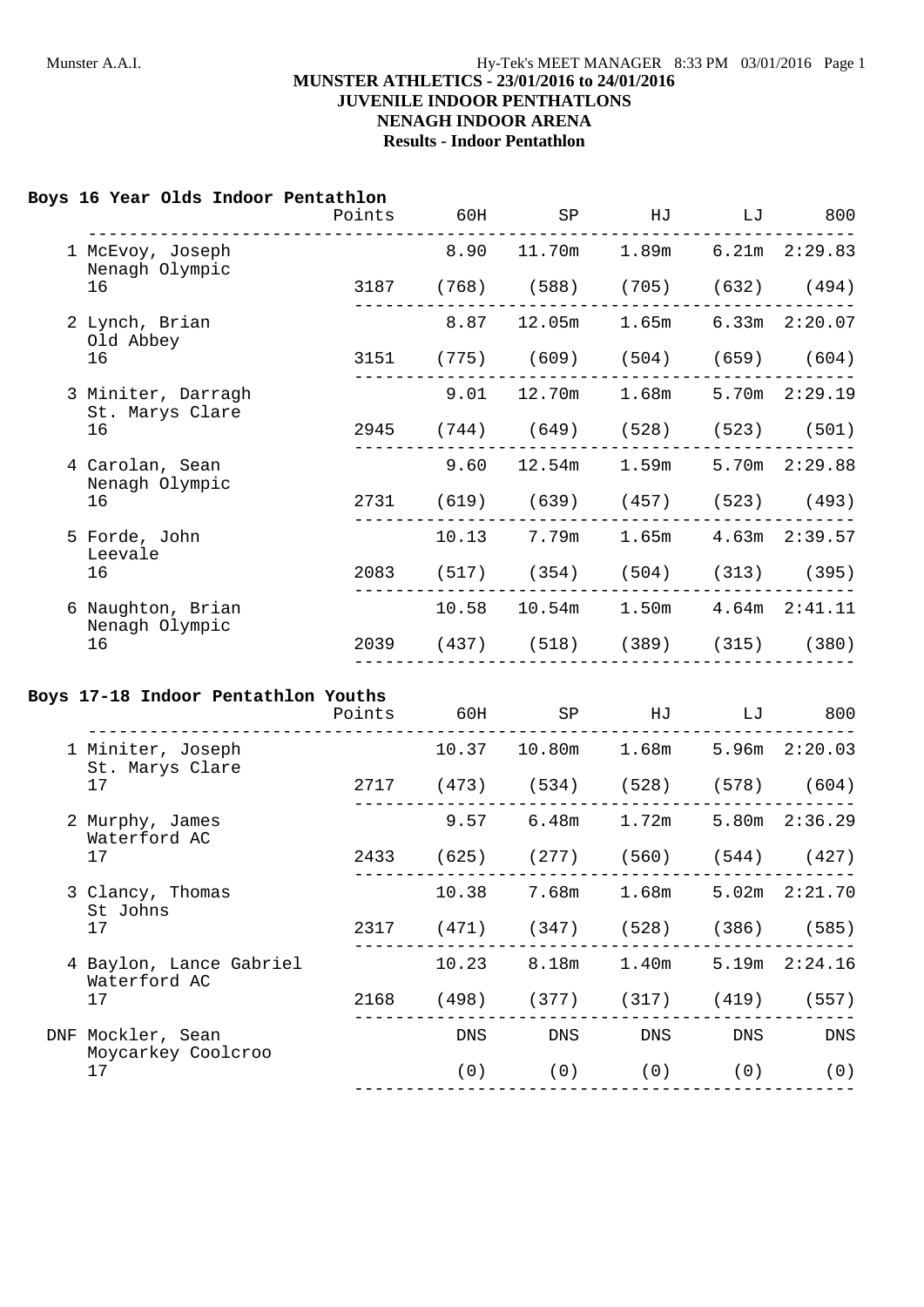**MUNSTER ATHLETICS - 23/01/2016 to 24/01/2016**
**JUVENILE INDOOR PENTHATLONS**
**NENAGH INDOOR ARENA**
**Results - Indoor Pentathlon**

### Boys 16 Year Olds Indoor Pentathlon

| Place | Name / Club / Age | Points | 60H | SP | HJ | LJ | 800 |
|---|---|---|---|---|---|---|---|
| 1 | McEvoy, Joseph<br>Nenagh Olympic<br>16 | 3187 | 8.90<br>(768) | 11.70m<br>(588) | 1.89m<br>(705) | 6.21m<br>(632) | 2:29.83<br>(494) |
| 2 | Lynch, Brian<br>Old Abbey<br>16 | 3151 | 8.87<br>(775) | 12.05m<br>(609) | 1.65m<br>(504) | 6.33m<br>(659) | 2:20.07<br>(604) |
| 3 | Miniter, Darragh<br>St. Marys Clare<br>16 | 2945 | 9.01<br>(744) | 12.70m<br>(649) | 1.68m<br>(528) | 5.70m<br>(523) | 2:29.19<br>(501) |
| 4 | Carolan, Sean<br>Nenagh Olympic<br>16 | 2731 | 9.60<br>(619) | 12.54m<br>(639) | 1.59m<br>(457) | 5.70m<br>(523) | 2:29.88<br>(493) |
| 5 | Forde, John<br>Leevale<br>16 | 2083 | 10.13<br>(517) | 7.79m<br>(354) | 1.65m<br>(504) | 4.63m<br>(313) | 2:39.57<br>(395) |
| 6 | Naughton, Brian<br>Nenagh Olympic<br>16 | 2039 | 10.58<br>(437) | 10.54m<br>(518) | 1.50m<br>(389) | 4.64m<br>(315) | 2:41.11<br>(380) |

### Boys 17-18 Indoor Pentathlon Youths

| Place | Name / Club / Age | Points | 60H | SP | HJ | LJ | 800 |
|---|---|---|---|---|---|---|---|
| 1 | Miniter, Joseph<br>St. Marys Clare<br>17 | 2717 | 10.37<br>(473) | 10.80m<br>(534) | 1.68m<br>(528) | 5.96m<br>(578) | 2:20.03<br>(604) |
| 2 | Murphy, James<br>Waterford AC<br>17 | 2433 | 9.57<br>(625) | 6.48m<br>(277) | 1.72m<br>(560) | 5.80m<br>(544) | 2:36.29<br>(427) |
| 3 | Clancy, Thomas<br>St Johns<br>17 | 2317 | 10.38<br>(471) | 7.68m<br>(347) | 1.68m<br>(528) | 5.02m<br>(386) | 2:21.70<br>(585) |
| 4 | Baylon, Lance Gabriel<br>Waterford AC<br>17 | 2168 | 10.23<br>(498) | 8.18m<br>(377) | 1.40m<br>(317) | 5.19m<br>(419) | 2:24.16<br>(557) |
| DNF | Mockler, Sean<br>Moycarkey Coolcroo<br>17 | | DNS<br>(0) | DNS<br>(0) | DNS<br>(0) | DNS<br>(0) | DNS<br>(0) |